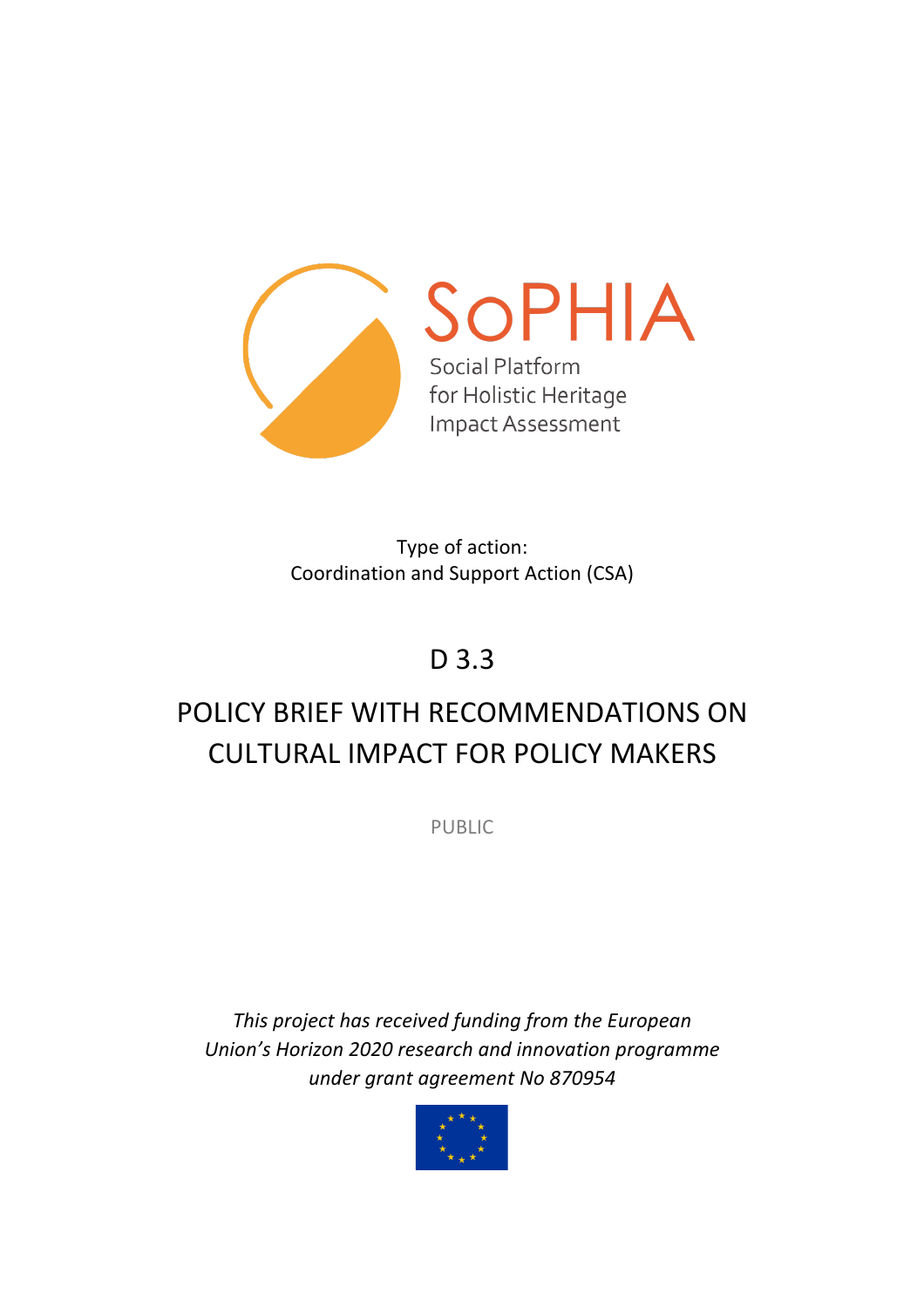SoPHIA

Social Platform for Holistic Heritage Impact Assessment

Type of action:
Coordination and Support Action (CSA)

# D 3.3

# POLICY BRIEF WITH RECOMMENDATIONS ON CULTURAL IMPACT FOR POLICY MAKERS

PUBLIC

*This project has received funding from the European Union's Horizon 2020 research and innovation programme under grant agreement No 870954*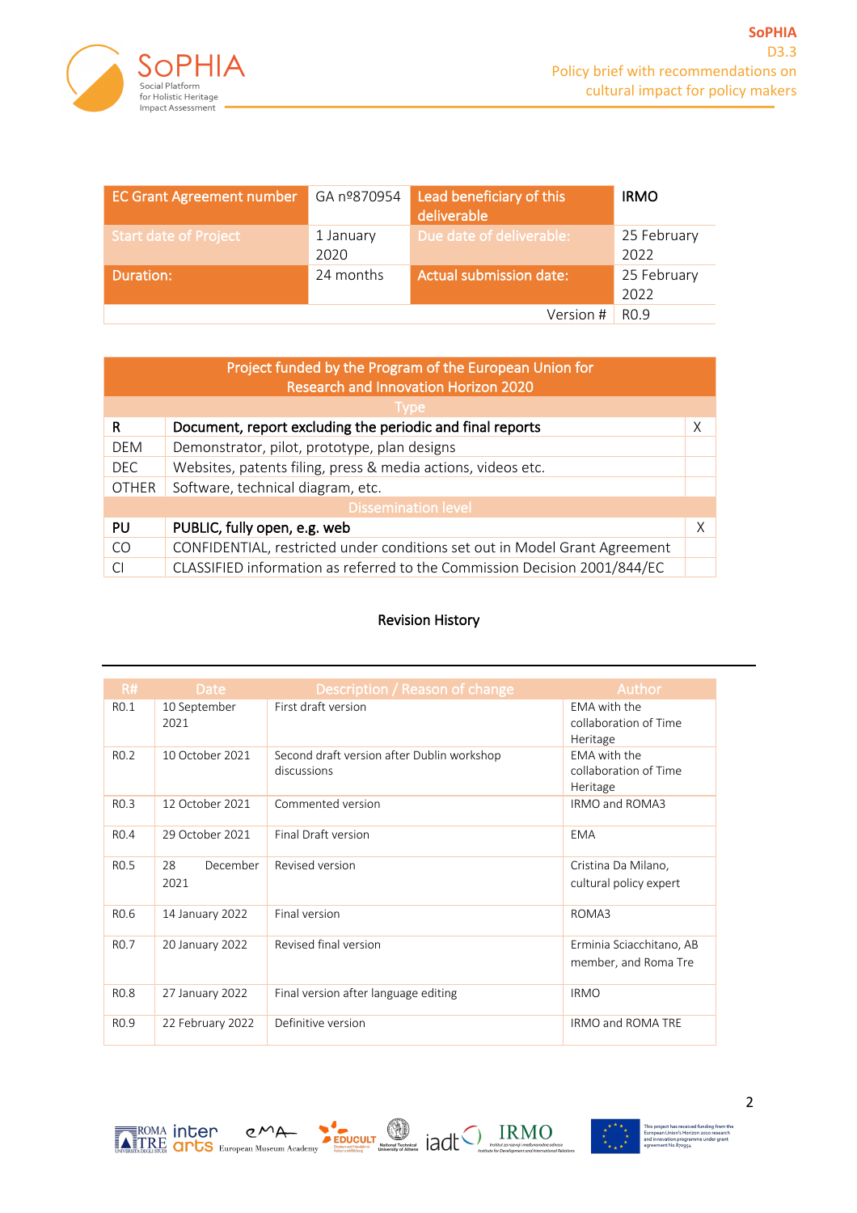| EC Grant Agreement number | GA nº870954 | Lead beneficiary of this deliverable | IRMO |
|---|---|---|---|
| Start date of Project | 1 January 2020 | Due date of deliverable: | 25 February 2022 |
| Duration: | 24 months | Actual submission date: | 25 February 2022 |
| | | Version # | R0.9 |

| Project funded by the Program of the European Union for Research and Innovation Horizon 2020 | | |
|---|---|---|
| Type | | |
| **R** | **Document, report excluding the periodic and final reports** | X |
| DEM | Demonstrator, pilot, prototype, plan designs | |
| DEC | Websites, patents filing, press & media actions, videos etc. | |
| OTHER | Software, technical diagram, etc. | |
| Dissemination level | | |
| **PU** | **PUBLIC, fully open, e.g. web** | X |
| CO | CONFIDENTIAL, restricted under conditions set out in Model Grant Agreement | |
| CI | CLASSIFIED information as referred to the Commission Decision 2001/844/EC | |

## Revision History

| R# | Date | Description / Reason of change | Author |
|---|---|---|---|
| R0.1 | 10 September 2021 | First draft version | EMA with the collaboration of Time Heritage |
| R0.2 | 10 October 2021 | Second draft version after Dublin workshop discussions | EMA with the collaboration of Time Heritage |
| R0.3 | 12 October 2021 | Commented version | IRMO and ROMA3 |
| R0.4 | 29 October 2021 | Final Draft version | EMA |
| R0.5 | 28 December 2021 | Revised version | Cristina Da Milano, cultural policy expert |
| R0.6 | 14 January 2022 | Final version | ROMA3 |
| R0.7 | 20 January 2022 | Revised final version | Erminia Sciacchitano, AB member, and Roma Tre |
| R0.8 | 27 January 2022 | Final version after language editing | IRMO |
| R0.9 | 22 February 2022 | Definitive version | IRMO and ROMA TRE |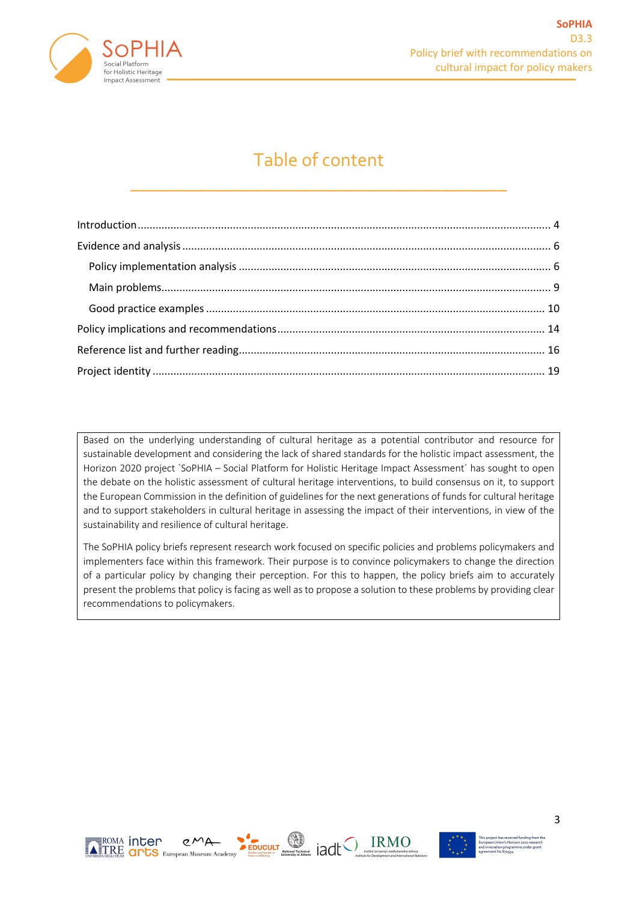# Table of content

- Introduction ... 4
- Evidence and analysis ... 6
  - Policy implementation analysis ... 6
  - Main problems ... 9
  - Good practice examples ... 10
- Policy implications and recommendations ... 14
- Reference list and further reading ... 16
- Project identity ... 19

Based on the underlying understanding of cultural heritage as a potential contributor and resource for sustainable development and considering the lack of shared standards for the holistic impact assessment, the Horizon 2020 project `SoPHIA – Social Platform for Holistic Heritage Impact Assessment´ has sought to open the debate on the holistic assessment of cultural heritage interventions, to build consensus on it, to support the European Commission in the definition of guidelines for the next generations of funds for cultural heritage and to support stakeholders in cultural heritage in assessing the impact of their interventions, in view of the sustainability and resilience of cultural heritage.

The SoPHIA policy briefs represent research work focused on specific policies and problems policymakers and implementers face within this framework. Their purpose is to convince policymakers to change the direction of a particular policy by changing their perception. For this to happen, the policy briefs aim to accurately present the problems that policy is facing as well as to propose a solution to these problems by providing clear recommendations to policymakers.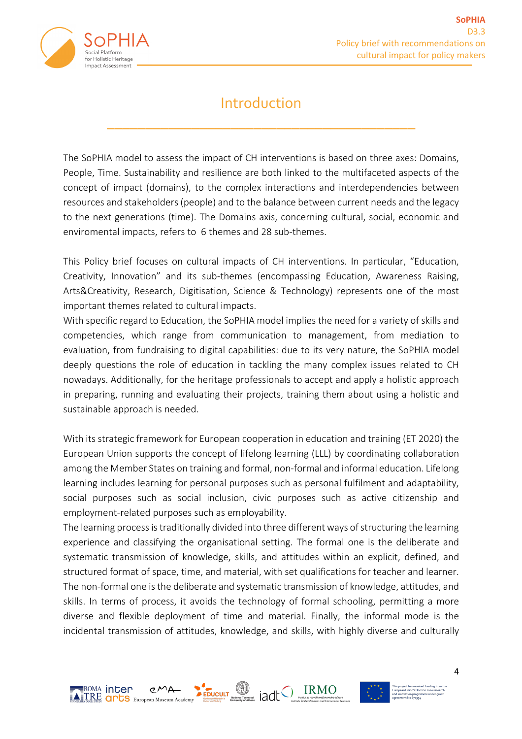# Introduction

The SoPHIA model to assess the impact of CH interventions is based on three axes: Domains, People, Time. Sustainability and resilience are both linked to the multifaceted aspects of the concept of impact (domains), to the complex interactions and interdependencies between resources and stakeholders (people) and to the balance between current needs and the legacy to the next generations (time). The Domains axis, concerning cultural, social, economic and enviromental impacts, refers to 6 themes and 28 sub-themes.

This Policy brief focuses on cultural impacts of CH interventions. In particular, "Education, Creativity, Innovation" and its sub-themes (encompassing Education, Awareness Raising, Arts&Creativity, Research, Digitisation, Science & Technology) represents one of the most important themes related to cultural impacts.

With specific regard to Education, the SoPHIA model implies the need for a variety of skills and competencies, which range from communication to management, from mediation to evaluation, from fundraising to digital capabilities: due to its very nature, the SoPHIA model deeply questions the role of education in tackling the many complex issues related to CH nowadays. Additionally, for the heritage professionals to accept and apply a holistic approach in preparing, running and evaluating their projects, training them about using a holistic and sustainable approach is needed.

With its strategic framework for European cooperation in education and training (ET 2020) the European Union supports the concept of lifelong learning (LLL) by coordinating collaboration among the Member States on training and formal, non-formal and informal education. Lifelong learning includes learning for personal purposes such as personal fulfilment and adaptability, social purposes such as social inclusion, civic purposes such as active citizenship and employment-related purposes such as employability.

The learning process is traditionally divided into three different ways of structuring the learning experience and classifying the organisational setting. The formal one is the deliberate and systematic transmission of knowledge, skills, and attitudes within an explicit, defined, and structured format of space, time, and material, with set qualifications for teacher and learner. The non-formal one is the deliberate and systematic transmission of knowledge, attitudes, and skills. In terms of process, it avoids the technology of formal schooling, permitting a more diverse and flexible deployment of time and material. Finally, the informal mode is the incidental transmission of attitudes, knowledge, and skills, with highly diverse and culturally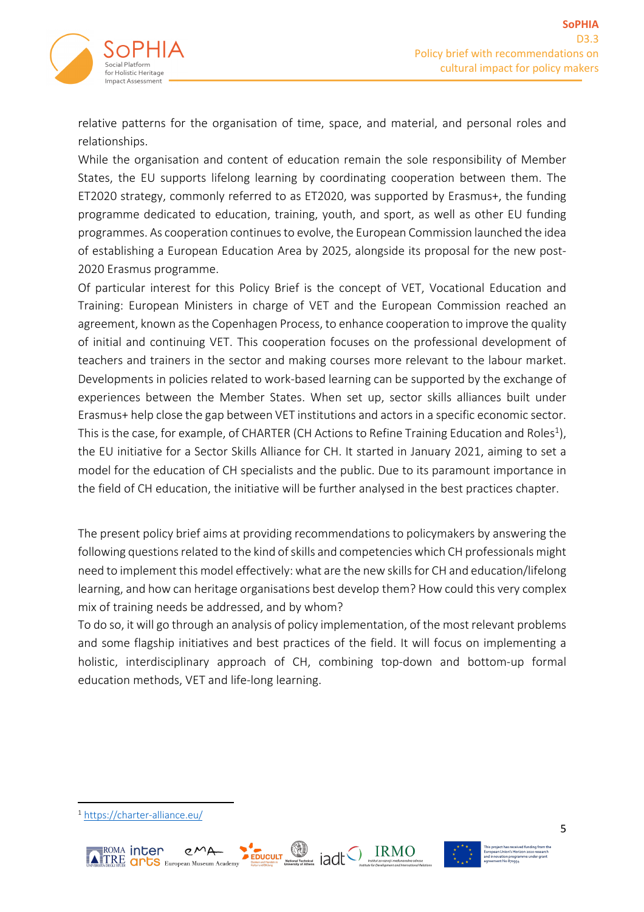relative patterns for the organisation of time, space, and material, and personal roles and relationships.

While the organisation and content of education remain the sole responsibility of Member States, the EU supports lifelong learning by coordinating cooperation between them. The ET2020 strategy, commonly referred to as ET2020, was supported by Erasmus+, the funding programme dedicated to education, training, youth, and sport, as well as other EU funding programmes. As cooperation continues to evolve, the European Commission launched the idea of establishing a European Education Area by 2025, alongside its proposal for the new post-2020 Erasmus programme.

Of particular interest for this Policy Brief is the concept of VET, Vocational Education and Training: European Ministers in charge of VET and the European Commission reached an agreement, known as the Copenhagen Process, to enhance cooperation to improve the quality of initial and continuing VET. This cooperation focuses on the professional development of teachers and trainers in the sector and making courses more relevant to the labour market. Developments in policies related to work-based learning can be supported by the exchange of experiences between the Member States. When set up, sector skills alliances built under Erasmus+ help close the gap between VET institutions and actors in a specific economic sector. This is the case, for example, of CHARTER (CH Actions to Refine Training Education and Roles[1]), the EU initiative for a Sector Skills Alliance for CH. It started in January 2021, aiming to set a model for the education of CH specialists and the public. Due to its paramount importance in the field of CH education, the initiative will be further analysed in the best practices chapter.

The present policy brief aims at providing recommendations to policymakers by answering the following questions related to the kind of skills and competencies which CH professionals might need to implement this model effectively: what are the new skills for CH and education/lifelong learning, and how can heritage organisations best develop them? How could this very complex mix of training needs be addressed, and by whom?

To do so, it will go through an analysis of policy implementation, of the most relevant problems and some flagship initiatives and best practices of the field. It will focus on implementing a holistic, interdisciplinary approach of CH, combining top-down and bottom-up formal education methods, VET and life-long learning.

[1] https://charter-alliance.eu/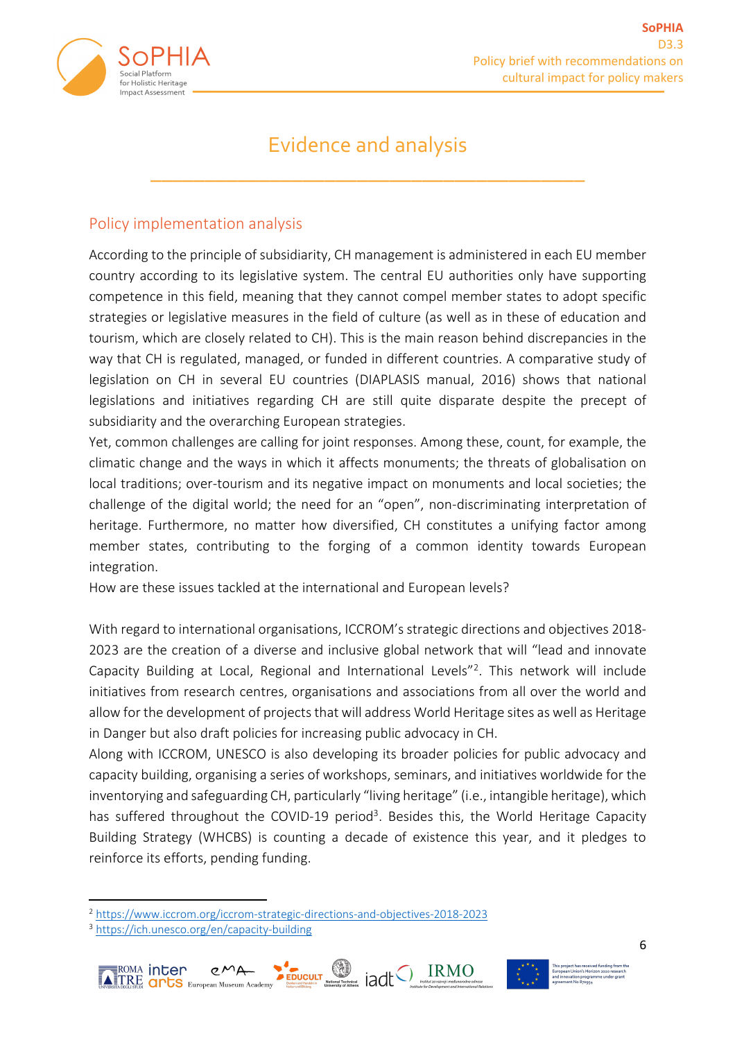# Evidence and analysis

## Policy implementation analysis

According to the principle of subsidiarity, CH management is administered in each EU member country according to its legislative system. The central EU authorities only have supporting competence in this field, meaning that they cannot compel member states to adopt specific strategies or legislative measures in the field of culture (as well as in these of education and tourism, which are closely related to CH). This is the main reason behind discrepancies in the way that CH is regulated, managed, or funded in different countries. A comparative study of legislation on CH in several EU countries (DIAPLASIS manual, 2016) shows that national legislations and initiatives regarding CH are still quite disparate despite the precept of subsidiarity and the overarching European strategies.

Yet, common challenges are calling for joint responses. Among these, count, for example, the climatic change and the ways in which it affects monuments; the threats of globalisation on local traditions; over-tourism and its negative impact on monuments and local societies; the challenge of the digital world; the need for an "open", non-discriminating interpretation of heritage. Furthermore, no matter how diversified, CH constitutes a unifying factor among member states, contributing to the forging of a common identity towards European integration.

How are these issues tackled at the international and European levels?

With regard to international organisations, ICCROM's strategic directions and objectives 2018-2023 are the creation of a diverse and inclusive global network that will "lead and innovate Capacity Building at Local, Regional and International Levels"[2]. This network will include initiatives from research centres, organisations and associations from all over the world and allow for the development of projects that will address World Heritage sites as well as Heritage in Danger but also draft policies for increasing public advocacy in CH.

Along with ICCROM, UNESCO is also developing its broader policies for public advocacy and capacity building, organising a series of workshops, seminars, and initiatives worldwide for the inventorying and safeguarding CH, particularly "living heritage" (i.e., intangible heritage), which has suffered throughout the COVID-19 period[3]. Besides this, the World Heritage Capacity Building Strategy (WHCBS) is counting a decade of existence this year, and it pledges to reinforce its efforts, pending funding.

---

[2] https://www.iccrom.org/iccrom-strategic-directions-and-objectives-2018-2023

[3] https://ich.unesco.org/en/capacity-building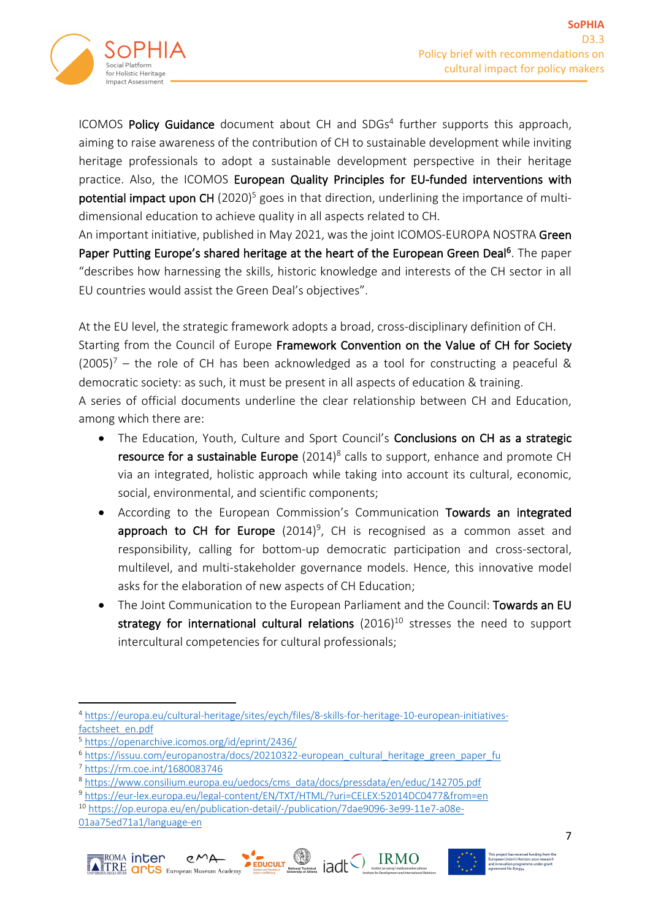ICOMOS **Policy Guidance** document about CH and SDGs[4] further supports this approach, aiming to raise awareness of the contribution of CH to sustainable development while inviting heritage professionals to adopt a sustainable development perspective in their heritage practice. Also, the ICOMOS **European Quality Principles for EU-funded interventions with potential impact upon CH** (2020)[5] goes in that direction, underlining the importance of multi-dimensional education to achieve quality in all aspects related to CH.

An important initiative, published in May 2021, was the joint ICOMOS-EUROPA NOSTRA **Green Paper Putting Europe's shared heritage at the heart of the European Green Deal**[6]. The paper "describes how harnessing the skills, historic knowledge and interests of the CH sector in all EU countries would assist the Green Deal's objectives".

At the EU level, the strategic framework adopts a broad, cross-disciplinary definition of CH. Starting from the Council of Europe **Framework Convention on the Value of CH for Society** (2005)[7] – the role of CH has been acknowledged as a tool for constructing a peaceful & democratic society: as such, it must be present in all aspects of education & training.

A series of official documents underline the clear relationship between CH and Education, among which there are:

- The Education, Youth, Culture and Sport Council's **Conclusions on CH as a strategic resource for a sustainable Europe** (2014)[8] calls to support, enhance and promote CH via an integrated, holistic approach while taking into account its cultural, economic, social, environmental, and scientific components;
- According to the European Commission's Communication **Towards an integrated approach to CH for Europe** (2014)[9], CH is recognised as a common asset and responsibility, calling for bottom-up democratic participation and cross-sectoral, multilevel, and multi-stakeholder governance models. Hence, this innovative model asks for the elaboration of new aspects of CH Education;
- The Joint Communication to the European Parliament and the Council: **Towards an EU strategy for international cultural relations** (2016)[10] stresses the need to support intercultural competencies for cultural professionals;

[4] https://europa.eu/cultural-heritage/sites/eych/files/8-skills-for-heritage-10-european-initiatives-factsheet_en.pdf
[5] https://openarchive.icomos.org/id/eprint/2436/
[6] https://issuu.com/europanostra/docs/20210322-european_cultural_heritage_green_paper_fu
[7] https://rm.coe.int/1680083746
[8] https://www.consilium.europa.eu/uedocs/cms_data/docs/pressdata/en/educ/142705.pdf
[9] https://eur-lex.europa.eu/legal-content/EN/TXT/HTML/?uri=CELEX:52014DC0477&from=en
[10] https://op.europa.eu/en/publication-detail/-/publication/7dae9096-3e99-11e7-a08e-01aa75ed71a1/language-en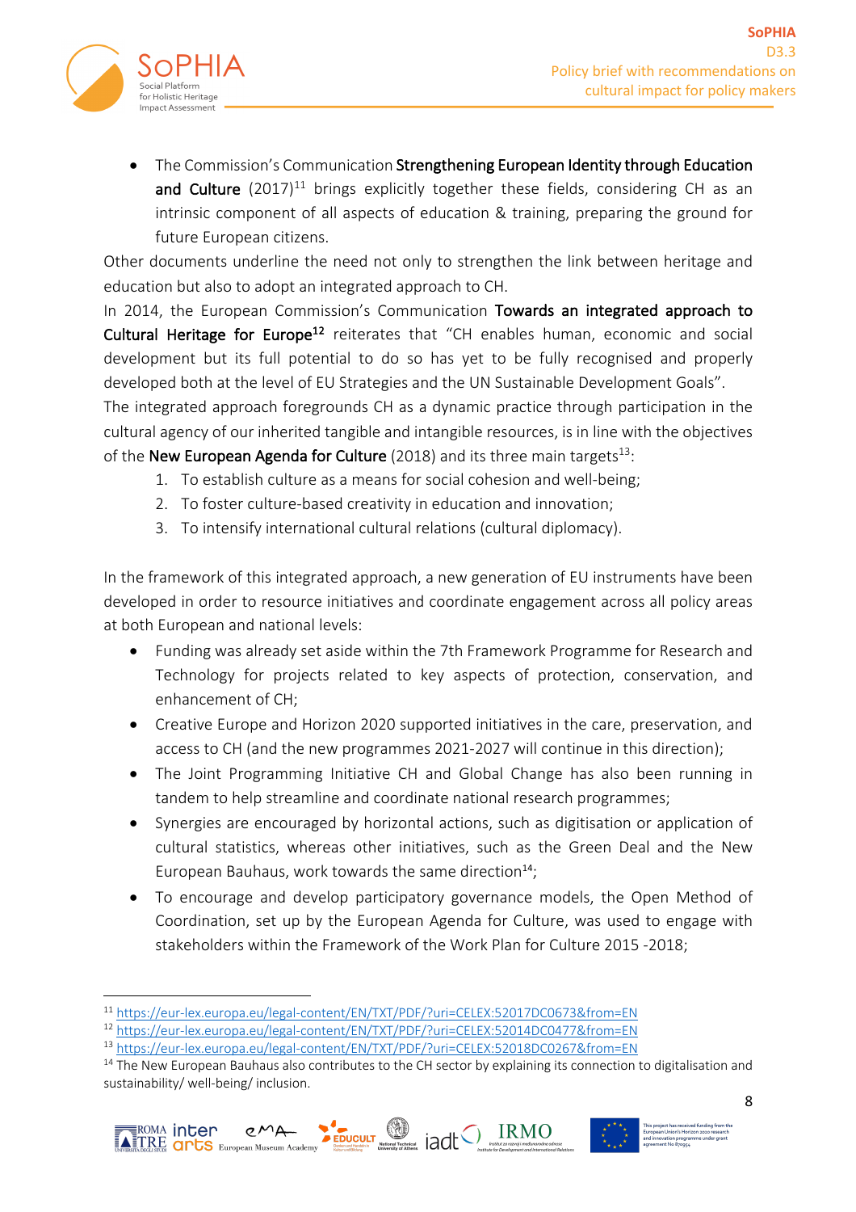- The Commission's Communication **Strengthening European Identity through Education and Culture** (2017)[11] brings explicitly together these fields, considering CH as an intrinsic component of all aspects of education & training, preparing the ground for future European citizens.

Other documents underline the need not only to strengthen the link between heritage and education but also to adopt an integrated approach to CH.

In 2014, the European Commission's Communication **Towards an integrated approach to Cultural Heritage for Europe**[12] reiterates that "CH enables human, economic and social development but its full potential to do so has yet to be fully recognised and properly developed both at the level of EU Strategies and the UN Sustainable Development Goals".

The integrated approach foregrounds CH as a dynamic practice through participation in the cultural agency of our inherited tangible and intangible resources, is in line with the objectives of the **New European Agenda for Culture** (2018) and its three main targets[13]:

1. To establish culture as a means for social cohesion and well-being;
2. To foster culture-based creativity in education and innovation;
3. To intensify international cultural relations (cultural diplomacy).

In the framework of this integrated approach, a new generation of EU instruments have been developed in order to resource initiatives and coordinate engagement across all policy areas at both European and national levels:

- Funding was already set aside within the 7th Framework Programme for Research and Technology for projects related to key aspects of protection, conservation, and enhancement of CH;
- Creative Europe and Horizon 2020 supported initiatives in the care, preservation, and access to CH (and the new programmes 2021-2027 will continue in this direction);
- The Joint Programming Initiative CH and Global Change has also been running in tandem to help streamline and coordinate national research programmes;
- Synergies are encouraged by horizontal actions, such as digitisation or application of cultural statistics, whereas other initiatives, such as the Green Deal and the New European Bauhaus, work towards the same direction[14];
- To encourage and develop participatory governance models, the Open Method of Coordination, set up by the European Agenda for Culture, was used to engage with stakeholders within the Framework of the Work Plan for Culture 2015 -2018;

---

[11] https://eur-lex.europa.eu/legal-content/EN/TXT/PDF/?uri=CELEX:52017DC0673&from=EN

[12] https://eur-lex.europa.eu/legal-content/EN/TXT/PDF/?uri=CELEX:52014DC0477&from=EN

[13] https://eur-lex.europa.eu/legal-content/EN/TXT/PDF/?uri=CELEX:52018DC0267&from=EN

[14] The New European Bauhaus also contributes to the CH sector by explaining its connection to digitalisation and sustainability/ well-being/ inclusion.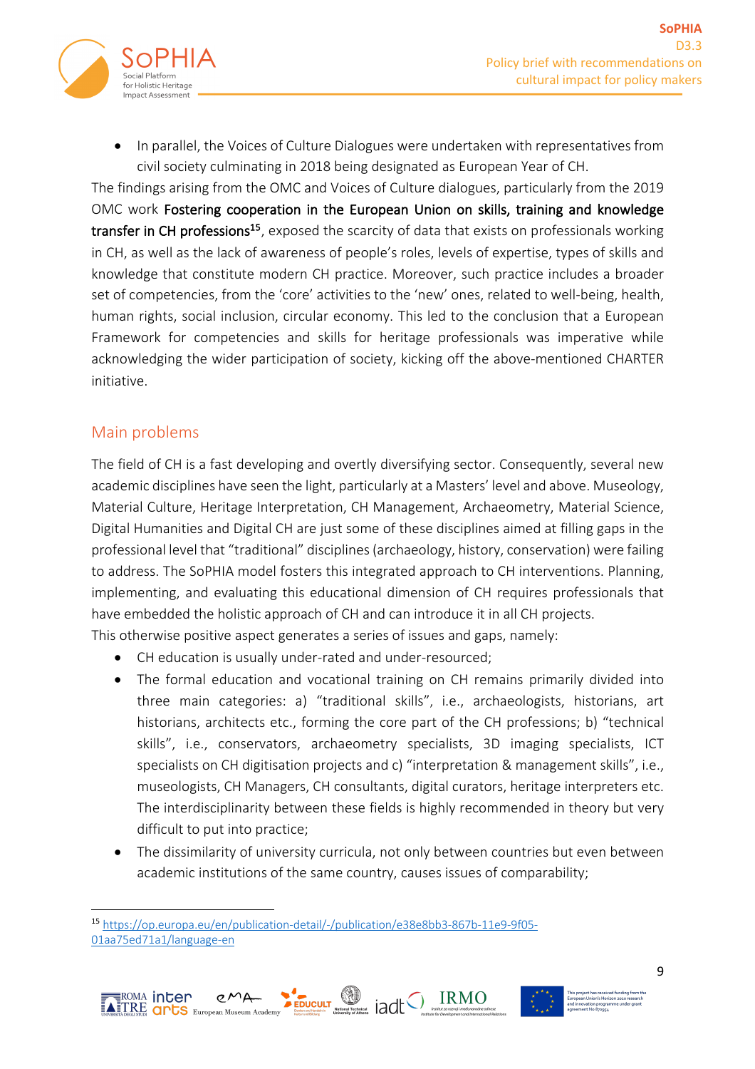- In parallel, the Voices of Culture Dialogues were undertaken with representatives from civil society culminating in 2018 being designated as European Year of CH.

The findings arising from the OMC and Voices of Culture dialogues, particularly from the 2019 OMC work **Fostering cooperation in the European Union on skills, training and knowledge transfer in CH professions**[15], exposed the scarcity of data that exists on professionals working in CH, as well as the lack of awareness of people's roles, levels of expertise, types of skills and knowledge that constitute modern CH practice. Moreover, such practice includes a broader set of competencies, from the 'core' activities to the 'new' ones, related to well-being, health, human rights, social inclusion, circular economy. This led to the conclusion that a European Framework for competencies and skills for heritage professionals was imperative while acknowledging the wider participation of society, kicking off the above-mentioned CHARTER initiative.

## Main problems

The field of CH is a fast developing and overtly diversifying sector. Consequently, several new academic disciplines have seen the light, particularly at a Masters' level and above. Museology, Material Culture, Heritage Interpretation, CH Management, Archaeometry, Material Science, Digital Humanities and Digital CH are just some of these disciplines aimed at filling gaps in the professional level that "traditional" disciplines (archaeology, history, conservation) were failing to address. The SoPHIA model fosters this integrated approach to CH interventions. Planning, implementing, and evaluating this educational dimension of CH requires professionals that have embedded the holistic approach of CH and can introduce it in all CH projects.

This otherwise positive aspect generates a series of issues and gaps, namely:

- CH education is usually under-rated and under-resourced;
- The formal education and vocational training on CH remains primarily divided into three main categories: a) "traditional skills", i.e., archaeologists, historians, art historians, architects etc., forming the core part of the CH professions; b) "technical skills", i.e., conservators, archaeometry specialists, 3D imaging specialists, ICT specialists on CH digitisation projects and c) "interpretation & management skills", i.e., museologists, CH Managers, CH consultants, digital curators, heritage interpreters etc. The interdisciplinarity between these fields is highly recommended in theory but very difficult to put into practice;
- The dissimilarity of university curricula, not only between countries but even between academic institutions of the same country, causes issues of comparability;

[15] https://op.europa.eu/en/publication-detail/-/publication/e38e8bb3-867b-11e9-9f05-01aa75ed71a1/language-en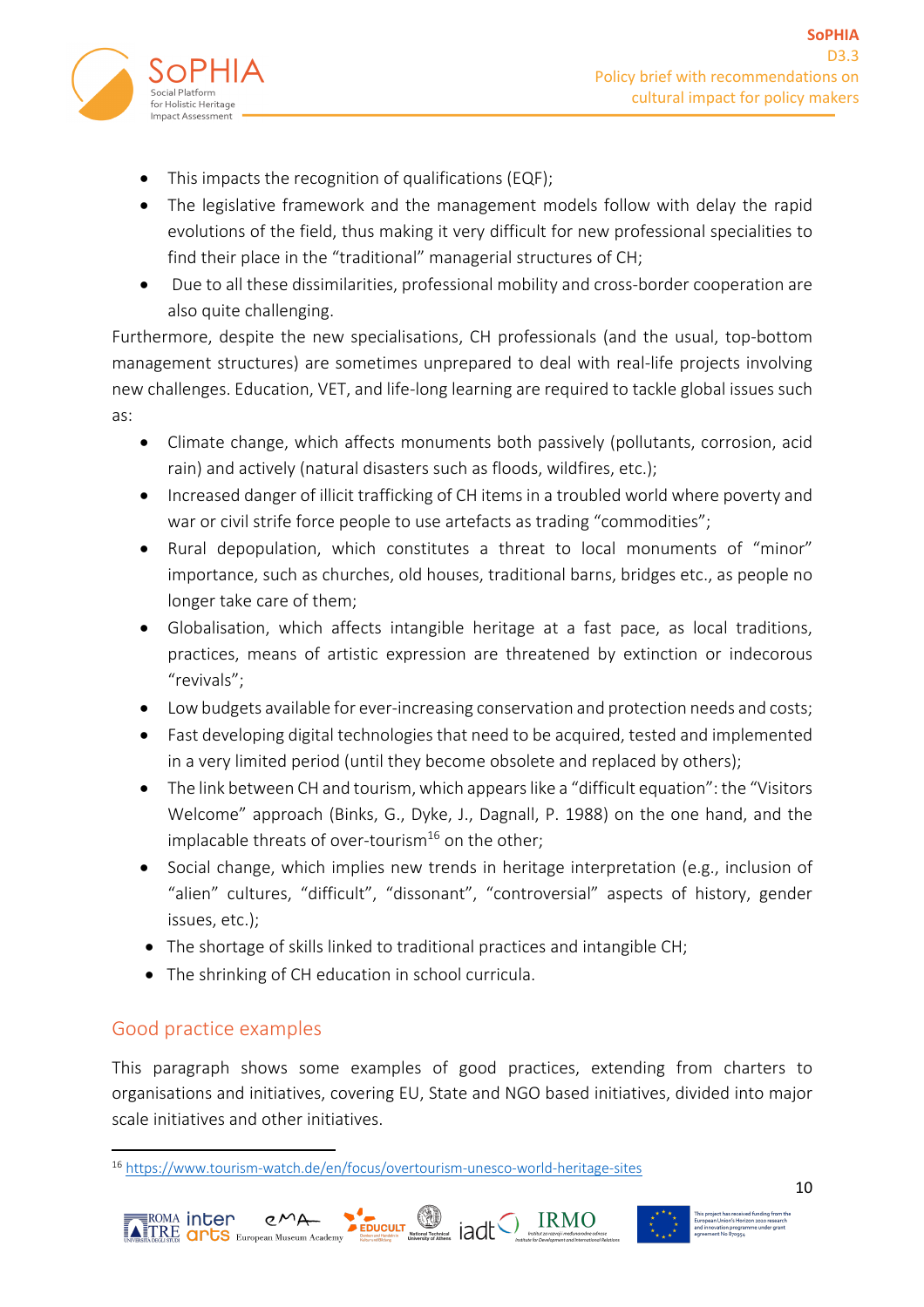- This impacts the recognition of qualifications (EQF);
- The legislative framework and the management models follow with delay the rapid evolutions of the field, thus making it very difficult for new professional specialities to find their place in the "traditional" managerial structures of CH;
- Due to all these dissimilarities, professional mobility and cross-border cooperation are also quite challenging.

Furthermore, despite the new specialisations, CH professionals (and the usual, top-bottom management structures) are sometimes unprepared to deal with real-life projects involving new challenges. Education, VET, and life-long learning are required to tackle global issues such as:

- Climate change, which affects monuments both passively (pollutants, corrosion, acid rain) and actively (natural disasters such as floods, wildfires, etc.);
- Increased danger of illicit trafficking of CH items in a troubled world where poverty and war or civil strife force people to use artefacts as trading "commodities";
- Rural depopulation, which constitutes a threat to local monuments of "minor" importance, such as churches, old houses, traditional barns, bridges etc., as people no longer take care of them;
- Globalisation, which affects intangible heritage at a fast pace, as local traditions, practices, means of artistic expression are threatened by extinction or indecorous "revivals";
- Low budgets available for ever-increasing conservation and protection needs and costs;
- Fast developing digital technologies that need to be acquired, tested and implemented in a very limited period (until they become obsolete and replaced by others);
- The link between CH and tourism, which appears like a "difficult equation": the "Visitors Welcome" approach (Binks, G., Dyke, J., Dagnall, P. 1988) on the one hand, and the implacable threats of over-tourism[16] on the other;
- Social change, which implies new trends in heritage interpretation (e.g., inclusion of "alien" cultures, "difficult", "dissonant", "controversial" aspects of history, gender issues, etc.);
- The shortage of skills linked to traditional practices and intangible CH;
- The shrinking of CH education in school curricula.

## Good practice examples

This paragraph shows some examples of good practices, extending from charters to organisations and initiatives, covering EU, State and NGO based initiatives, divided into major scale initiatives and other initiatives.

[16] https://www.tourism-watch.de/en/focus/overtourism-unesco-world-heritage-sites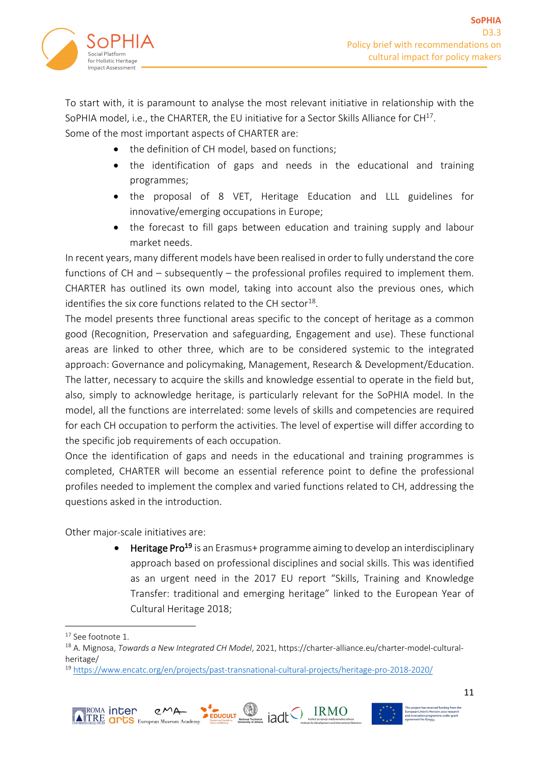To start with, it is paramount to analyse the most relevant initiative in relationship with the SoPHIA model, i.e., the CHARTER, the EU initiative for a Sector Skills Alliance for CH[17].

Some of the most important aspects of CHARTER are:

- the definition of CH model, based on functions;
- the identification of gaps and needs in the educational and training programmes;
- the proposal of 8 VET, Heritage Education and LLL guidelines for innovative/emerging occupations in Europe;
- the forecast to fill gaps between education and training supply and labour market needs.

In recent years, many different models have been realised in order to fully understand the core functions of CH and – subsequently – the professional profiles required to implement them. CHARTER has outlined its own model, taking into account also the previous ones, which identifies the six core functions related to the CH sector[18].

The model presents three functional areas specific to the concept of heritage as a common good (Recognition, Preservation and safeguarding, Engagement and use). These functional areas are linked to other three, which are to be considered systemic to the integrated approach: Governance and policymaking, Management, Research & Development/Education. The latter, necessary to acquire the skills and knowledge essential to operate in the field but, also, simply to acknowledge heritage, is particularly relevant for the SoPHIA model. In the model, all the functions are interrelated: some levels of skills and competencies are required for each CH occupation to perform the activities. The level of expertise will differ according to the specific job requirements of each occupation.

Once the identification of gaps and needs in the educational and training programmes is completed, CHARTER will become an essential reference point to define the professional profiles needed to implement the complex and varied functions related to CH, addressing the questions asked in the introduction.

Other major-scale initiatives are:

- **Heritage Pro[19]** is an Erasmus+ programme aiming to develop an interdisciplinary approach based on professional disciplines and social skills. This was identified as an urgent need in the 2017 EU report "Skills, Training and Knowledge Transfer: traditional and emerging heritage" linked to the European Year of Cultural Heritage 2018;

---

[17] See footnote 1.

[18] A. Mignosa, *Towards a New Integrated CH Model*, 2021, https://charter-alliance.eu/charter-model-cultural-heritage/

[19] https://www.encatc.org/en/projects/past-transnational-cultural-projects/heritage-pro-2018-2020/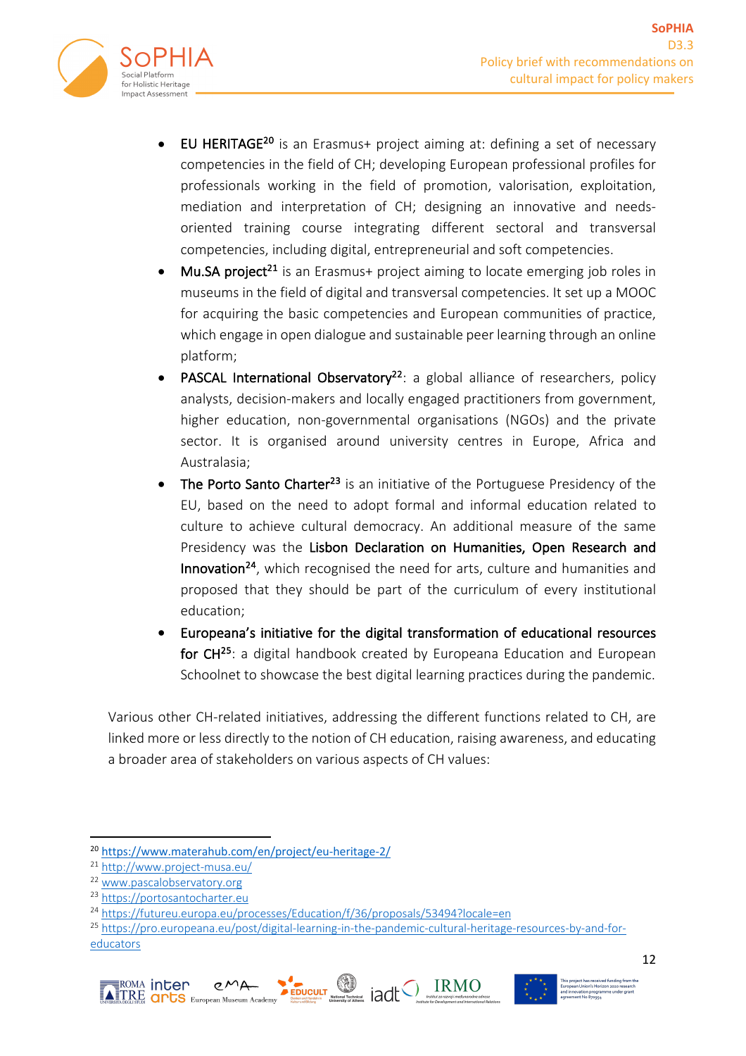- **EU HERITAGE**[20] is an Erasmus+ project aiming at: defining a set of necessary competencies in the field of CH; developing European professional profiles for professionals working in the field of promotion, valorisation, exploitation, mediation and interpretation of CH; designing an innovative and needs-oriented training course integrating different sectoral and transversal competencies, including digital, entrepreneurial and soft competencies.
- **Mu.SA project**[21] is an Erasmus+ project aiming to locate emerging job roles in museums in the field of digital and transversal competencies. It set up a MOOC for acquiring the basic competencies and European communities of practice, which engage in open dialogue and sustainable peer learning through an online platform;
- **PASCAL International Observatory**[22]: a global alliance of researchers, policy analysts, decision-makers and locally engaged practitioners from government, higher education, non-governmental organisations (NGOs) and the private sector. It is organised around university centres in Europe, Africa and Australasia;
- **The Porto Santo Charter**[23] is an initiative of the Portuguese Presidency of the EU, based on the need to adopt formal and informal education related to culture to achieve cultural democracy. An additional measure of the same Presidency was the **Lisbon Declaration on Humanities, Open Research and Innovation**[24], which recognised the need for arts, culture and humanities and proposed that they should be part of the curriculum of every institutional education;
- **Europeana's initiative for the digital transformation of educational resources for CH**[25]: a digital handbook created by Europeana Education and European Schoolnet to showcase the best digital learning practices during the pandemic.

Various other CH-related initiatives, addressing the different functions related to CH, are linked more or less directly to the notion of CH education, raising awareness, and educating a broader area of stakeholders on various aspects of CH values:

---

[20] https://www.materahub.com/en/project/eu-heritage-2/

[21] http://www.project-musa.eu/

[22] www.pascalobservatory.org

[23] https://portosantocharter.eu

[24] https://futureu.europa.eu/processes/Education/f/36/proposals/53494?locale=en

[25] https://pro.europeana.eu/post/digital-learning-in-the-pandemic-cultural-heritage-resources-by-and-for-educators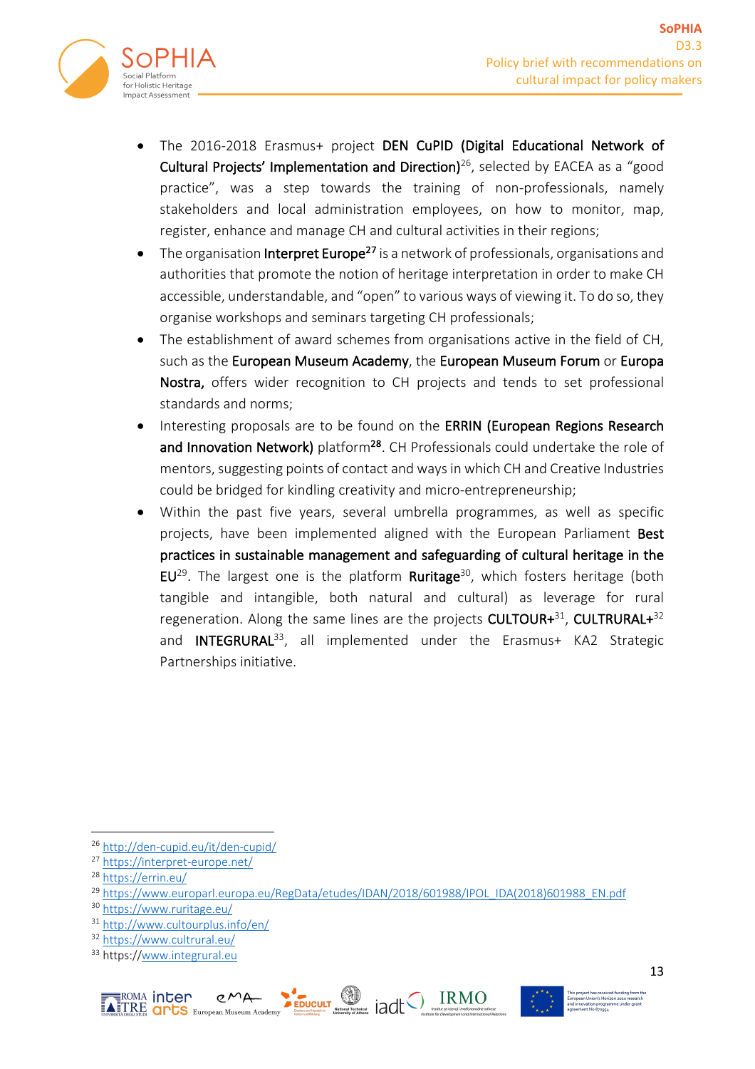- The 2016-2018 Erasmus+ project **DEN CuPID (Digital Educational Network of Cultural Projects' Implementation and Direction)**[26], selected by EACEA as a "good practice", was a step towards the training of non-professionals, namely stakeholders and local administration employees, on how to monitor, map, register, enhance and manage CH and cultural activities in their regions;
- The organisation **Interpret Europe**[27] is a network of professionals, organisations and authorities that promote the notion of heritage interpretation in order to make CH accessible, understandable, and "open" to various ways of viewing it. To do so, they organise workshops and seminars targeting CH professionals;
- The establishment of award schemes from organisations active in the field of CH, such as the **European Museum Academy**, the **European Museum Forum** or **Europa Nostra,** offers wider recognition to CH projects and tends to set professional standards and norms;
- Interesting proposals are to be found on the **ERRIN (European Regions Research and Innovation Network)** platform[28]. CH Professionals could undertake the role of mentors, suggesting points of contact and ways in which CH and Creative Industries could be bridged for kindling creativity and micro-entrepreneurship;
- Within the past five years, several umbrella programmes, as well as specific projects, have been implemented aligned with the European Parliament **Best practices in sustainable management and safeguarding of cultural heritage in the EU**[29]. The largest one is the platform **Ruritage**[30], which fosters heritage (both tangible and intangible, both natural and cultural) as leverage for rural regeneration. Along the same lines are the projects **CULTOUR+**[31], **CULTRURAL+**[32] and **INTEGRURAL**[33], all implemented under the Erasmus+ KA2 Strategic Partnerships initiative.

---

[26] http://den-cupid.eu/it/den-cupid/
[27] https://interpret-europe.net/
[28] https://errin.eu/
[29] https://www.europarl.europa.eu/RegData/etudes/IDAN/2018/601988/IPOL_IDA(2018)601988_EN.pdf
[30] https://www.ruritage.eu/
[31] http://www.cultourplus.info/en/
[32] https://www.cultrural.eu/
[33] https://www.integrural.eu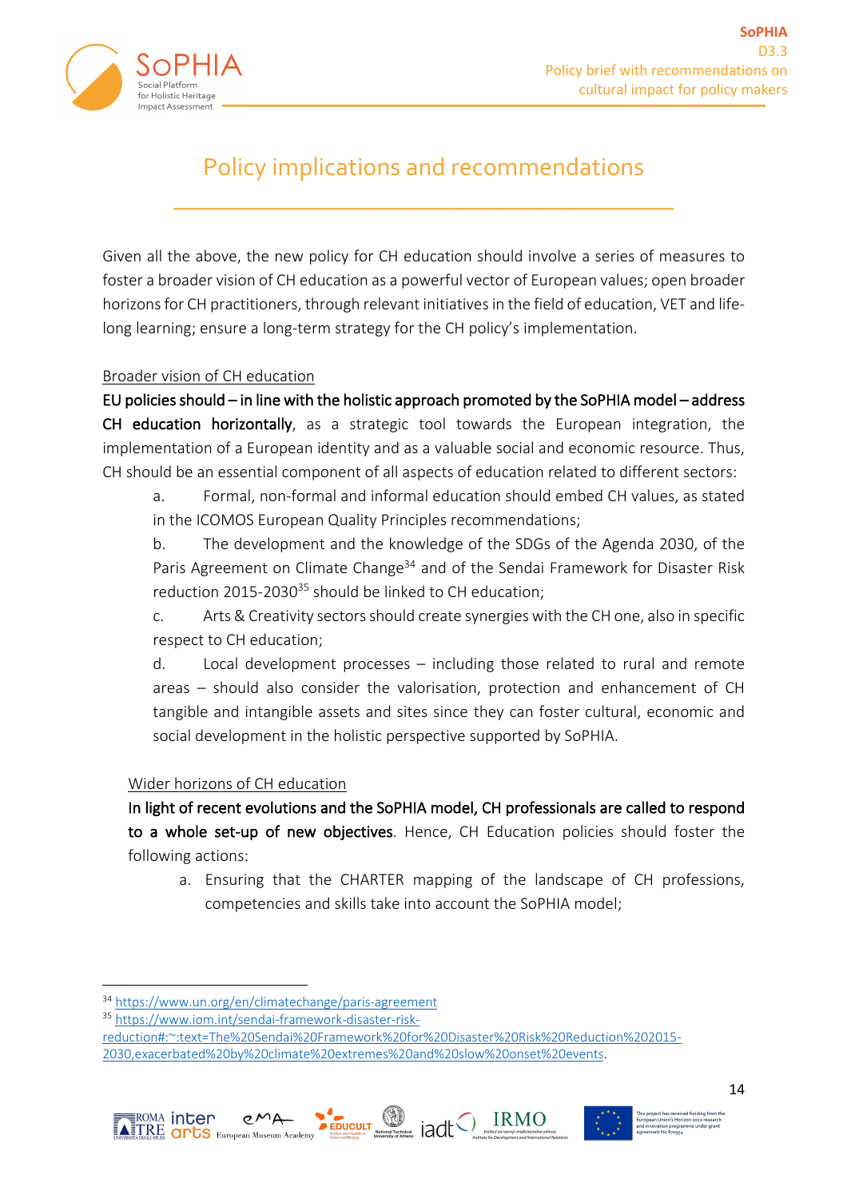# Policy implications and recommendations

Given all the above, the new policy for CH education should involve a series of measures to foster a broader vision of CH education as a powerful vector of European values; open broader horizons for CH practitioners, through relevant initiatives in the field of education, VET and life-long learning; ensure a long-term strategy for the CH policy's implementation.

Broader vision of CH education

**EU policies should – in line with the holistic approach promoted by the SoPHIA model – address CH education horizontally**, as a strategic tool towards the European integration, the implementation of a European identity and as a valuable social and economic resource. Thus, CH should be an essential component of all aspects of education related to different sectors:

a. Formal, non-formal and informal education should embed CH values, as stated in the ICOMOS European Quality Principles recommendations;

b. The development and the knowledge of the SDGs of the Agenda 2030, of the Paris Agreement on Climate Change[34] and of the Sendai Framework for Disaster Risk reduction 2015-2030[35] should be linked to CH education;

c. Arts & Creativity sectors should create synergies with the CH one, also in specific respect to CH education;

d. Local development processes – including those related to rural and remote areas – should also consider the valorisation, protection and enhancement of CH tangible and intangible assets and sites since they can foster cultural, economic and social development in the holistic perspective supported by SoPHIA.

Wider horizons of CH education

**In light of recent evolutions and the SoPHIA model, CH professionals are called to respond to a whole set-up of new objectives**. Hence, CH Education policies should foster the following actions:

a. Ensuring that the CHARTER mapping of the landscape of CH professions, competencies and skills take into account the SoPHIA model;

---

[34] https://www.un.org/en/climatechange/paris-agreement

[35] https://www.iom.int/sendai-framework-disaster-risk-reduction#:~:text=The%20Sendai%20Framework%20for%20Disaster%20Risk%20Reduction%202015-2030,exacerbated%20by%20climate%20extremes%20and%20slow%20onset%20events.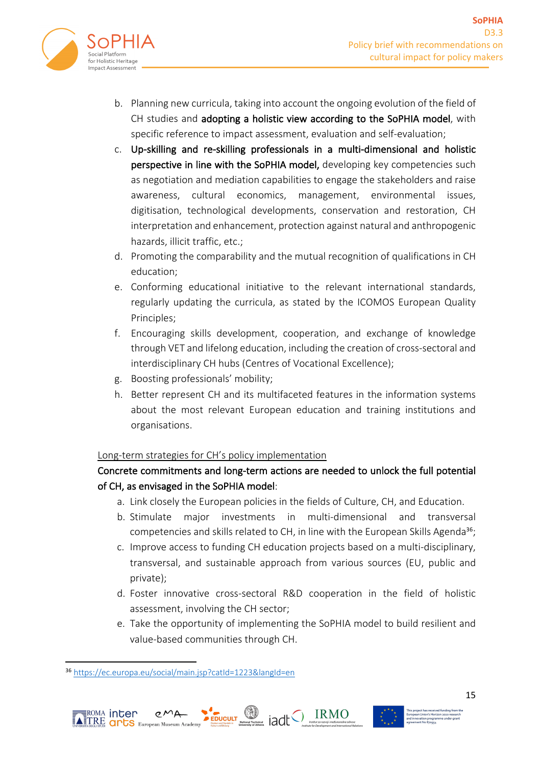b. Planning new curricula, taking into account the ongoing evolution of the field of CH studies and **adopting a holistic view according to the SoPHIA model**, with specific reference to impact assessment, evaluation and self-evaluation;
c. **Up-skilling and re-skilling professionals in a multi-dimensional and holistic perspective in line with the SoPHIA model,** developing key competencies such as negotiation and mediation capabilities to engage the stakeholders and raise awareness, cultural economics, management, environmental issues, digitisation, technological developments, conservation and restoration, CH interpretation and enhancement, protection against natural and anthropogenic hazards, illicit traffic, etc.;
d. Promoting the comparability and the mutual recognition of qualifications in CH education;
e. Conforming educational initiative to the relevant international standards, regularly updating the curricula, as stated by the ICOMOS European Quality Principles;
f. Encouraging skills development, cooperation, and exchange of knowledge through VET and lifelong education, including the creation of cross-sectoral and interdisciplinary CH hubs (Centres of Vocational Excellence);
g. Boosting professionals' mobility;
h. Better represent CH and its multifaceted features in the information systems about the most relevant European education and training institutions and organisations.

<u>Long-term strategies for CH's policy implementation</u>

**Concrete commitments and long-term actions are needed to unlock the full potential of CH, as envisaged in the SoPHIA model**:

a. Link closely the European policies in the fields of Culture, CH, and Education.
b. Stimulate major investments in multi-dimensional and transversal competencies and skills related to CH, in line with the European Skills Agenda[36];
c. Improve access to funding CH education projects based on a multi-disciplinary, transversal, and sustainable approach from various sources (EU, public and private);
d. Foster innovative cross-sectoral R&D cooperation in the field of holistic assessment, involving the CH sector;
e. Take the opportunity of implementing the SoPHIA model to build resilient and value-based communities through CH.

[36] https://ec.europa.eu/social/main.jsp?catId=1223&langId=en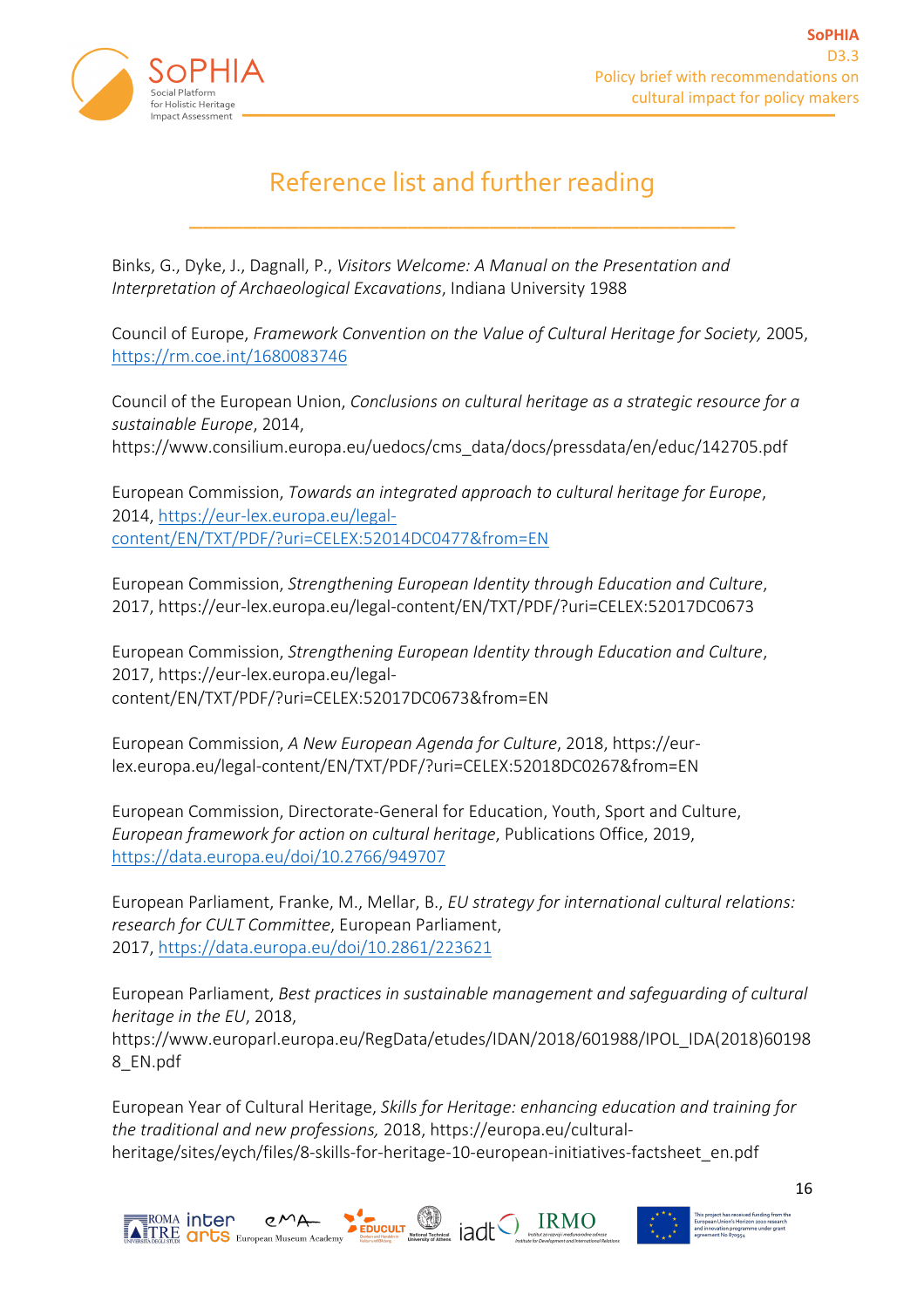# Reference list and further reading

Binks, G., Dyke, J., Dagnall, P., *Visitors Welcome: A Manual on the Presentation and Interpretation of Archaeological Excavations*, Indiana University 1988

Council of Europe, *Framework Convention on the Value of Cultural Heritage for Society,* 2005, https://rm.coe.int/1680083746

Council of the European Union, *Conclusions on cultural heritage as a strategic resource for a sustainable Europe*, 2014, https://www.consilium.europa.eu/uedocs/cms_data/docs/pressdata/en/educ/142705.pdf

European Commission, *Towards an integrated approach to cultural heritage for Europe*, 2014, https://eur-lex.europa.eu/legal-content/EN/TXT/PDF/?uri=CELEX:52014DC0477&from=EN

European Commission, *Strengthening European Identity through Education and Culture*, 2017, https://eur-lex.europa.eu/legal-content/EN/TXT/PDF/?uri=CELEX:52017DC0673

European Commission, *Strengthening European Identity through Education and Culture*, 2017, https://eur-lex.europa.eu/legal-content/EN/TXT/PDF/?uri=CELEX:52017DC0673&from=EN

European Commission, *A New European Agenda for Culture*, 2018, https://eur-lex.europa.eu/legal-content/EN/TXT/PDF/?uri=CELEX:52018DC0267&from=EN

European Commission, Directorate-General for Education, Youth, Sport and Culture, *European framework for action on cultural heritage*, Publications Office, 2019, https://data.europa.eu/doi/10.2766/949707

European Parliament, Franke, M., Mellar, B., *EU strategy for international cultural relations: research for CULT Committee*, European Parliament, 2017, https://data.europa.eu/doi/10.2861/223621

European Parliament, *Best practices in sustainable management and safeguarding of cultural heritage in the EU*, 2018, https://www.europarl.europa.eu/RegData/etudes/IDAN/2018/601988/IPOL_IDA(2018)601988_EN.pdf

European Year of Cultural Heritage, *Skills for Heritage: enhancing education and training for the traditional and new professions,* 2018, https://europa.eu/cultural-heritage/sites/eych/files/8-skills-for-heritage-10-european-initiatives-factsheet_en.pdf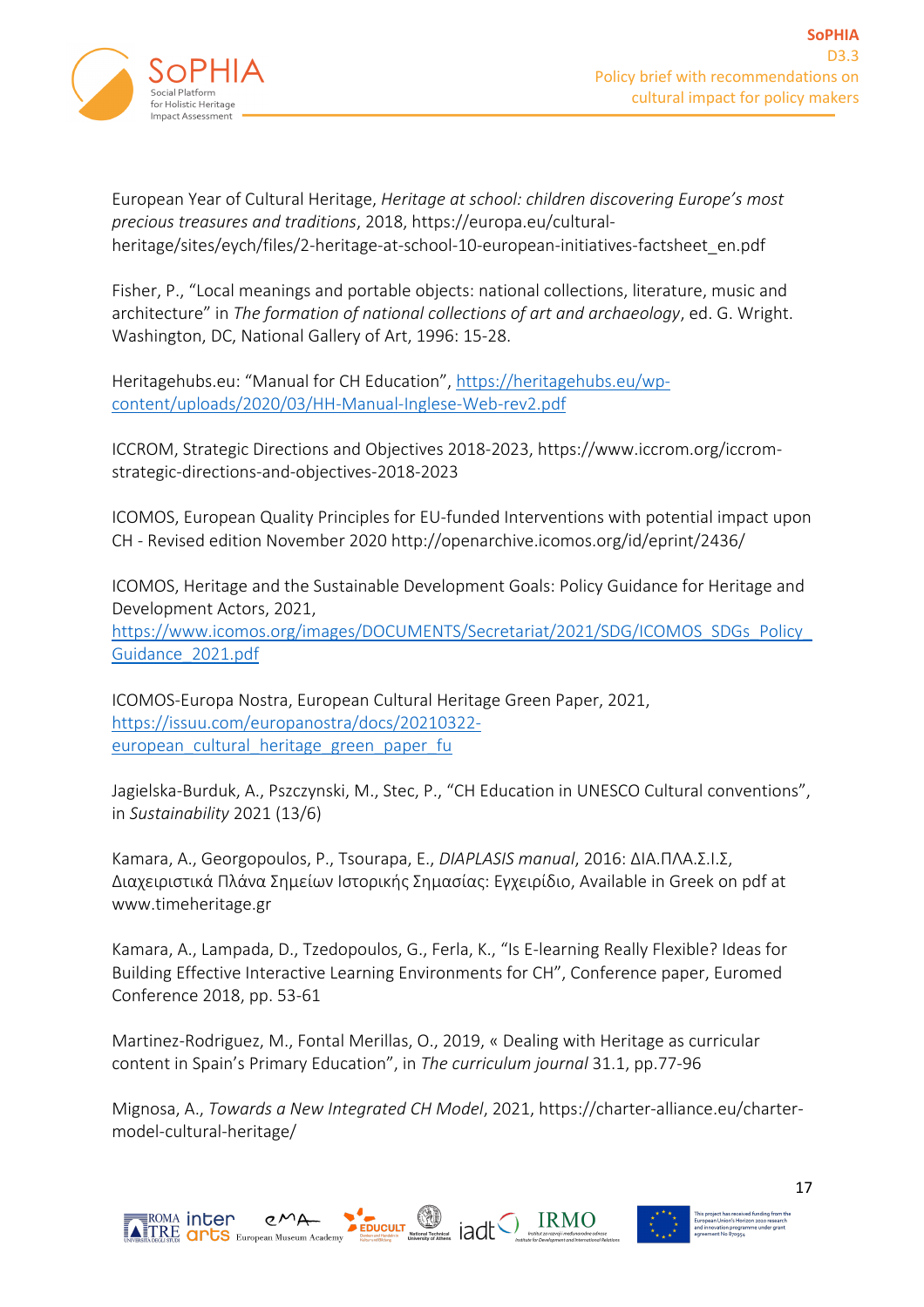European Year of Cultural Heritage, *Heritage at school: children discovering Europe's most precious treasures and traditions*, 2018, https://europa.eu/cultural-heritage/sites/eych/files/2-heritage-at-school-10-european-initiatives-factsheet_en.pdf

Fisher, P., "Local meanings and portable objects: national collections, literature, music and architecture" in *The formation of national collections of art and archaeology*, ed. G. Wright. Washington, DC, National Gallery of Art, 1996: 15-28.

Heritagehubs.eu: "Manual for CH Education", https://heritagehubs.eu/wp-content/uploads/2020/03/HH-Manual-Inglese-Web-rev2.pdf

ICCROM, Strategic Directions and Objectives 2018-2023, https://www.iccrom.org/iccrom-strategic-directions-and-objectives-2018-2023

ICOMOS, European Quality Principles for EU-funded Interventions with potential impact upon CH - Revised edition November 2020 http://openarchive.icomos.org/id/eprint/2436/

ICOMOS, Heritage and the Sustainable Development Goals: Policy Guidance for Heritage and Development Actors, 2021, https://www.icomos.org/images/DOCUMENTS/Secretariat/2021/SDG/ICOMOS_SDGs_Policy_Guidance_2021.pdf

ICOMOS-Europa Nostra, European Cultural Heritage Green Paper, 2021, https://issuu.com/europanostra/docs/20210322-european_cultural_heritage_green_paper_fu

Jagielska-Burduk, A., Pszczynski, M., Stec, P., "CH Education in UNESCO Cultural conventions", in *Sustainability* 2021 (13/6)

Kamara, A., Georgopoulos, P., Tsourapa, E., *DIAPLASIS manual*, 2016: ΔΙΑ.ΠΛΑ.Σ.Ι.Σ, Διαχειριστικά Πλάνα Σημείων Ιστορικής Σημασίας: Εγχειρίδιο, Available in Greek on pdf at www.timeheritage.gr

Kamara, A., Lampada, D., Tzedopoulos, G., Ferla, K., "Is E-learning Really Flexible? Ideas for Building Effective Interactive Learning Environments for CH", Conference paper, Euromed Conference 2018, pp. 53-61

Martinez-Rodriguez, M., Fontal Merillas, O., 2019, « Dealing with Heritage as curricular content in Spain's Primary Education", in *The curriculum journal* 31.1, pp.77-96

Mignosa, A., *Towards a New Integrated CH Model*, 2021, https://charter-alliance.eu/charter-model-cultural-heritage/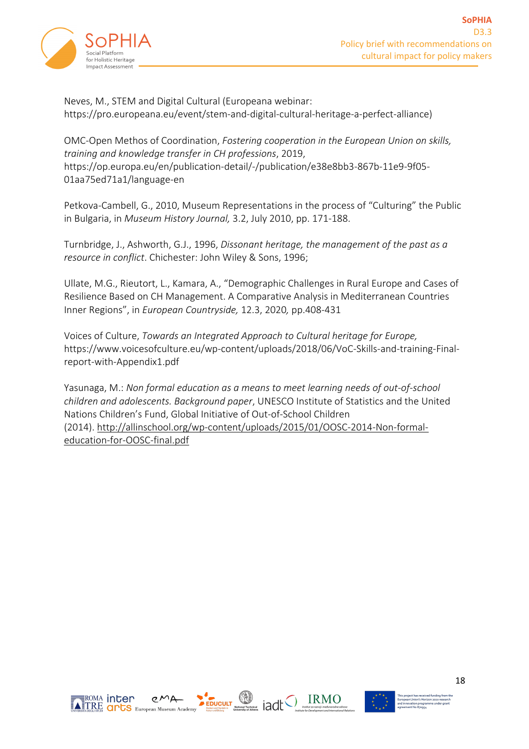Neves, M., STEM and Digital Cultural (Europeana webinar: https://pro.europeana.eu/event/stem-and-digital-cultural-heritage-a-perfect-alliance)

OMC-Open Methos of Coordination, *Fostering cooperation in the European Union on skills, training and knowledge transfer in CH professions*, 2019, https://op.europa.eu/en/publication-detail/-/publication/e38e8bb3-867b-11e9-9f05-01aa75ed71a1/language-en

Petkova-Cambell, G., 2010, Museum Representations in the process of "Culturing" the Public in Bulgaria, in *Museum History Journal,* 3.2, July 2010, pp. 171-188.

Turnbridge, J., Ashworth, G.J., 1996, *Dissonant heritage, the management of the past as a resource in conflict*. Chichester: John Wiley & Sons, 1996;

Ullate, M.G., Rieutort, L., Kamara, A., "Demographic Challenges in Rural Europe and Cases of Resilience Based on CH Management. A Comparative Analysis in Mediterranean Countries Inner Regions", in *European Countryside,* 12.3, 2020*,* pp.408-431

Voices of Culture, *Towards an Integrated Approach to Cultural heritage for Europe,* https://www.voicesofculture.eu/wp-content/uploads/2018/06/VoC-Skills-and-training-Final-report-with-Appendix1.pdf

Yasunaga, M.: *Non formal education as a means to meet learning needs of out-of-school children and adolescents. Background paper*, UNESCO Institute of Statistics and the United Nations Children's Fund, Global Initiative of Out-of-School Children (2014). http://allinschool.org/wp-content/uploads/2015/01/OOSC-2014-Non-formal-education-for-OOSC-final.pdf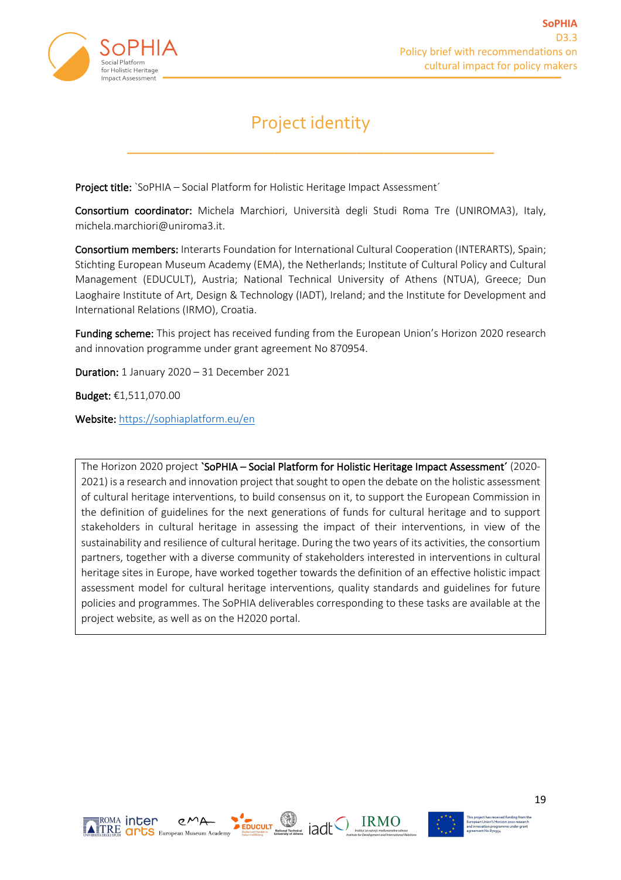# Project identity

**Project title:** `SoPHIA – Social Platform for Holistic Heritage Impact Assessment´

**Consortium coordinator:** Michela Marchiori, Università degli Studi Roma Tre (UNIROMA3), Italy, michela.marchiori@uniroma3.it.

**Consortium members:** Interarts Foundation for International Cultural Cooperation (INTERARTS), Spain; Stichting European Museum Academy (EMA), the Netherlands; Institute of Cultural Policy and Cultural Management (EDUCULT), Austria; National Technical University of Athens (NTUA), Greece; Dun Laoghaire Institute of Art, Design & Technology (IADT), Ireland; and the Institute for Development and International Relations (IRMO), Croatia.

**Funding scheme:** This project has received funding from the European Union's Horizon 2020 research and innovation programme under grant agreement No 870954.

**Duration:** 1 January 2020 – 31 December 2021

**Budget:** €1,511,070.00

**Website:** https://sophiaplatform.eu/en

The Horizon 2020 project **`SoPHIA – Social Platform for Holistic Heritage Impact Assessment´** (2020-2021) is a research and innovation project that sought to open the debate on the holistic assessment of cultural heritage interventions, to build consensus on it, to support the European Commission in the definition of guidelines for the next generations of funds for cultural heritage and to support stakeholders in cultural heritage in assessing the impact of their interventions, in view of the sustainability and resilience of cultural heritage. During the two years of its activities, the consortium partners, together with a diverse community of stakeholders interested in interventions in cultural heritage sites in Europe, have worked together towards the definition of an effective holistic impact assessment model for cultural heritage interventions, quality standards and guidelines for future policies and programmes. The SoPHIA deliverables corresponding to these tasks are available at the project website, as well as on the H2020 portal.